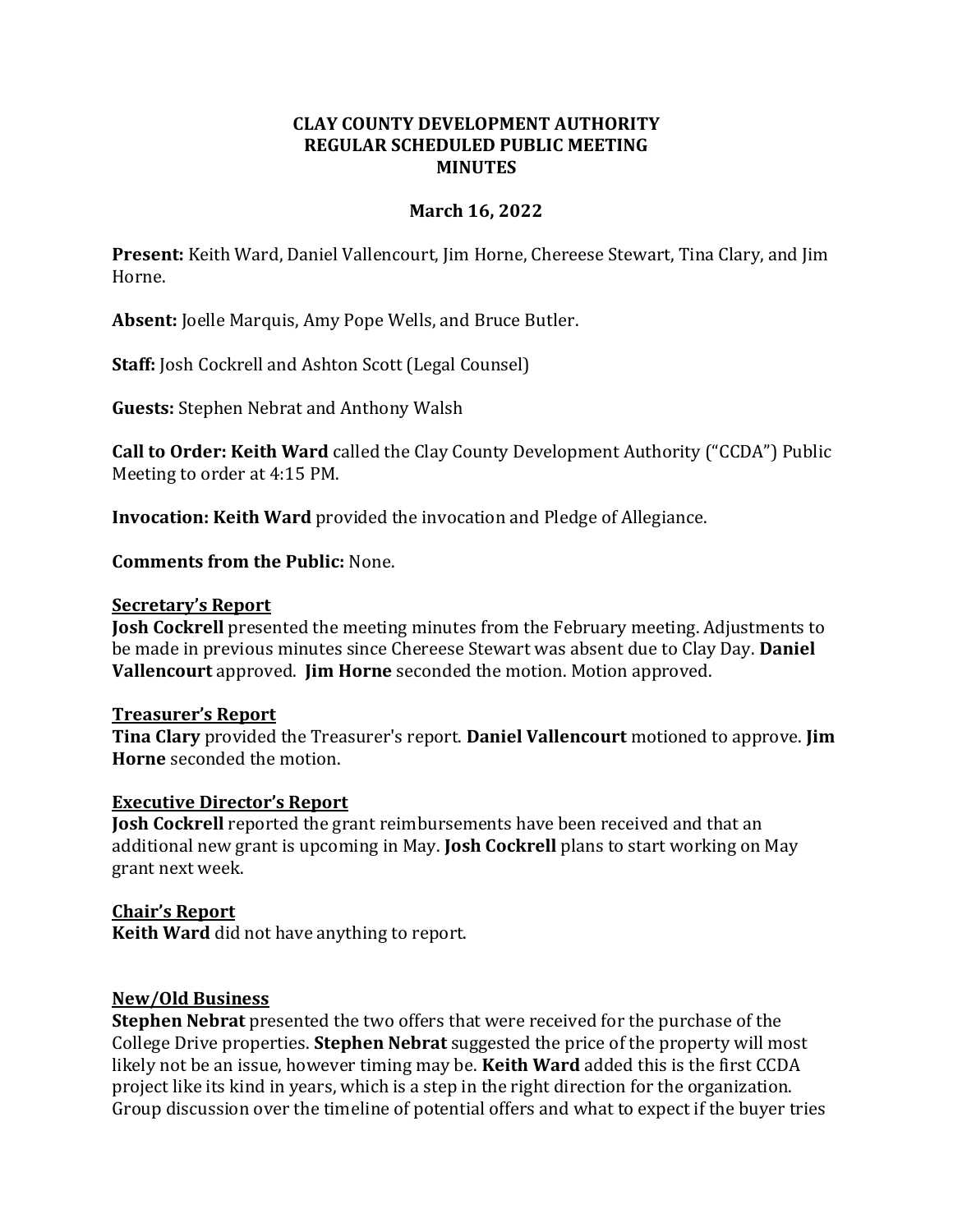**CLAY COUNTY DEVELOPMENT AUTHORITY**
**REGULAR SCHEDULED PUBLIC MEETING**
**MINUTES**

**March 16, 2022**

**Present:** Keith Ward, Daniel Vallencourt, Jim Horne, Chereese Stewart, Tina Clary, and Jim Horne.

**Absent:** Joelle Marquis, Amy Pope Wells, and Bruce Butler.

**Staff:** Josh Cockrell and Ashton Scott (Legal Counsel)

**Guests:** Stephen Nebrat and Anthony Walsh

**Call to Order: Keith Ward** called the Clay County Development Authority ("CCDA") Public Meeting to order at 4:15 PM.

**Invocation: Keith Ward** provided the invocation and Pledge of Allegiance.

**Comments from the Public:** None.

**Secretary's Report**

**Josh Cockrell** presented the meeting minutes from the February meeting. Adjustments to be made in previous minutes since Chereese Stewart was absent due to Clay Day. **Daniel Vallencourt** approved. **Jim Horne** seconded the motion. Motion approved.

**Treasurer's Report**

**Tina Clary** provided the Treasurer's report. **Daniel Vallencourt** motioned to approve. **Jim Horne** seconded the motion.

**Executive Director's Report**

**Josh Cockrell** reported the grant reimbursements have been received and that an additional new grant is upcoming in May. **Josh Cockrell** plans to start working on May grant next week.

**Chair's Report**

**Keith Ward** did not have anything to report.

**New/Old Business**

**Stephen Nebrat** presented the two offers that were received for the purchase of the College Drive properties. **Stephen Nebrat** suggested the price of the property will most likely not be an issue, however timing may be. **Keith Ward** added this is the first CCDA project like its kind in years, which is a step in the right direction for the organization. Group discussion over the timeline of potential offers and what to expect if the buyer tries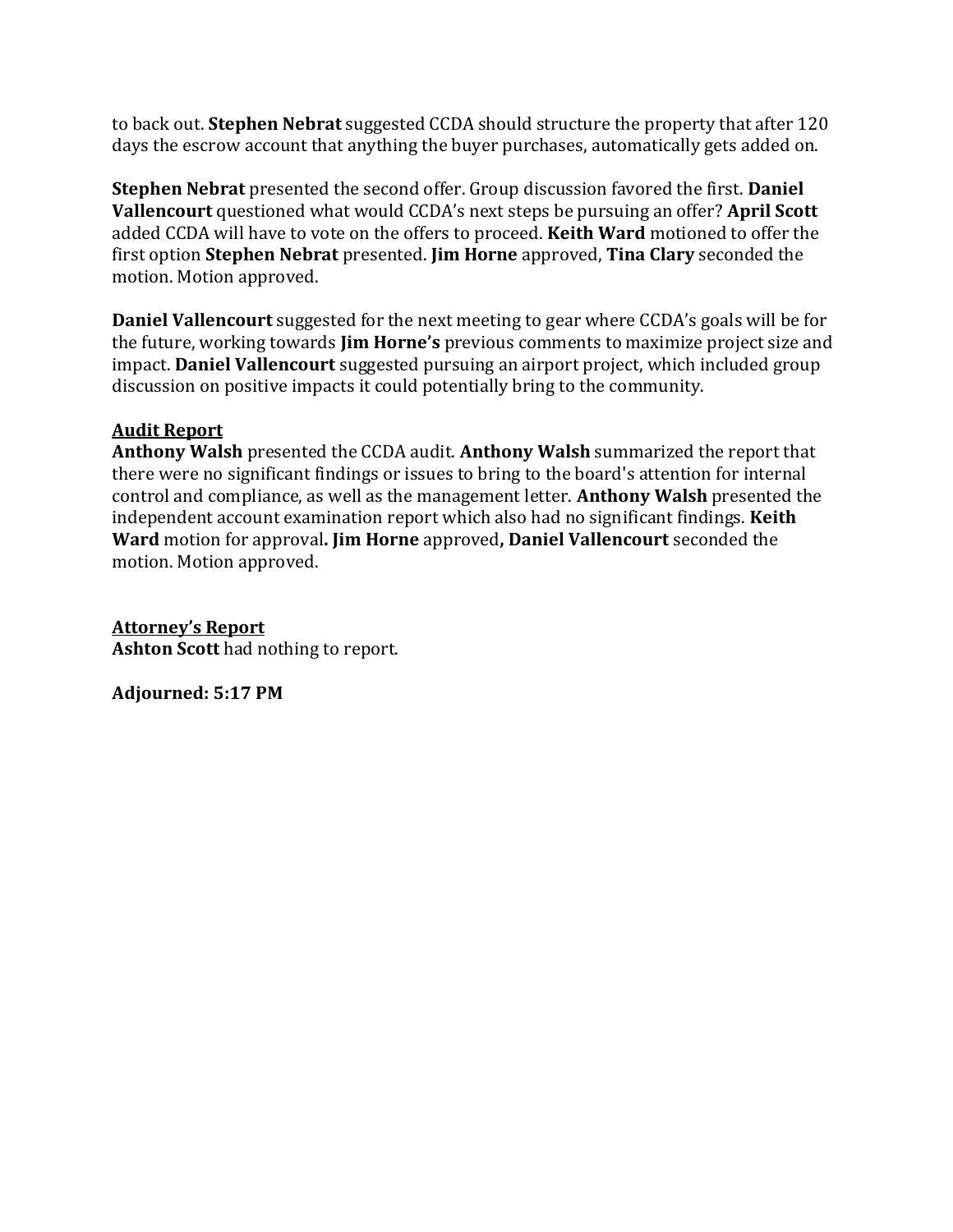to back out. **Stephen Nebrat** suggested CCDA should structure the property that after 120 days the escrow account that anything the buyer purchases, automatically gets added on.

**Stephen Nebrat** presented the second offer. Group discussion favored the first. **Daniel Vallencourt** questioned what would CCDA's next steps be pursuing an offer? **April Scott** added CCDA will have to vote on the offers to proceed. **Keith Ward** motioned to offer the first option **Stephen Nebrat** presented. **Jim Horne** approved, **Tina Clary** seconded the motion. Motion approved.

**Daniel Vallencourt** suggested for the next meeting to gear where CCDA's goals will be for the future, working towards **Jim Horne's** previous comments to maximize project size and impact. **Daniel Vallencourt** suggested pursuing an airport project, which included group discussion on positive impacts it could potentially bring to the community.

**Audit Report**

**Anthony Walsh** presented the CCDA audit. **Anthony Walsh** summarized the report that there were no significant findings or issues to bring to the board's attention for internal control and compliance, as well as the management letter. **Anthony Walsh** presented the independent account examination report which also had no significant findings. **Keith Ward** motion for approval**. Jim Horne** approved**, Daniel Vallencourt** seconded the motion. Motion approved.

**Attorney's Report**

**Ashton Scott** had nothing to report.

**Adjourned: 5:17 PM**